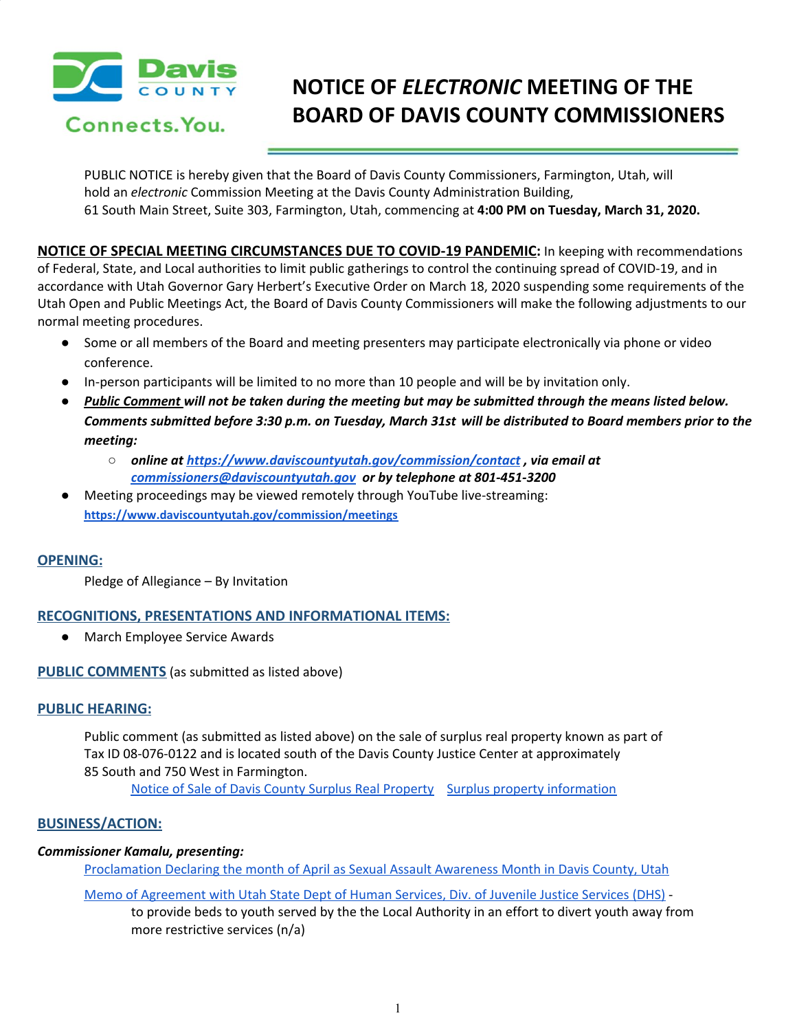# NOTICE OF *ELECTRONIC* MEETING OF THE BOARD OF DAVIS COUNTY COMMISSIONERS

PUBLIC NOTICE is hereby given that the Board of Davis County Commissioners, Farmington, Utah, will hold an *electronic* Commission Meeting at the Davis County Administration Building, 61 South Main Street, Suite 303, Farmington, Utah, commencing at **4:00 PM on Tuesday, March 31, 2020.**

**NOTICE OF SPECIAL MEETING CIRCUMSTANCES DUE TO COVID-19 PANDEMIC:** In keeping with recommendations of Federal, State, and Local authorities to limit public gatherings to control the continuing spread of COVID-19, and in accordance with Utah Governor Gary Herbert's Executive Order on March 18, 2020 suspending some requirements of the Utah Open and Public Meetings Act, the Board of Davis County Commissioners will make the following adjustments to our normal meeting procedures.

- Some or all members of the Board and meeting presenters may participate electronically via phone or video conference.
- In-person participants will be limited to no more than 10 people and will be by invitation only.
- ***Public Comment* will not be taken during the meeting but may be submitted through the means listed below. Comments submitted before 3:30 p.m. on Tuesday, March 31st will be distributed to Board members prior to the meeting:**
  - ***online at https://www.daviscountyutah.gov/commission/contact , via email at commissioners@daviscountyutah.gov or by telephone at 801-451-3200***
- Meeting proceedings may be viewed remotely through YouTube live-streaming: **https://www.daviscountyutah.gov/commission/meetings**

## OPENING:

Pledge of Allegiance – By Invitation

## RECOGNITIONS, PRESENTATIONS AND INFORMATIONAL ITEMS:

- March Employee Service Awards

## PUBLIC COMMENTS (as submitted as listed above)

## PUBLIC HEARING:

Public comment (as submitted as listed above) on the sale of surplus real property known as part of Tax ID 08-076-0122 and is located south of the Davis County Justice Center at approximately 85 South and 750 West in Farmington.

Notice of Sale of Davis County Surplus Real Property    Surplus property information

## BUSINESS/ACTION:

***Commissioner Kamalu, presenting:***

Proclamation Declaring the month of April as Sexual Assault Awareness Month in Davis County, Utah

Memo of Agreement with Utah State Dept of Human Services, Div. of Juvenile Justice Services (DHS) - to provide beds to youth served by the the Local Authority in an effort to divert youth away from more restrictive services (n/a)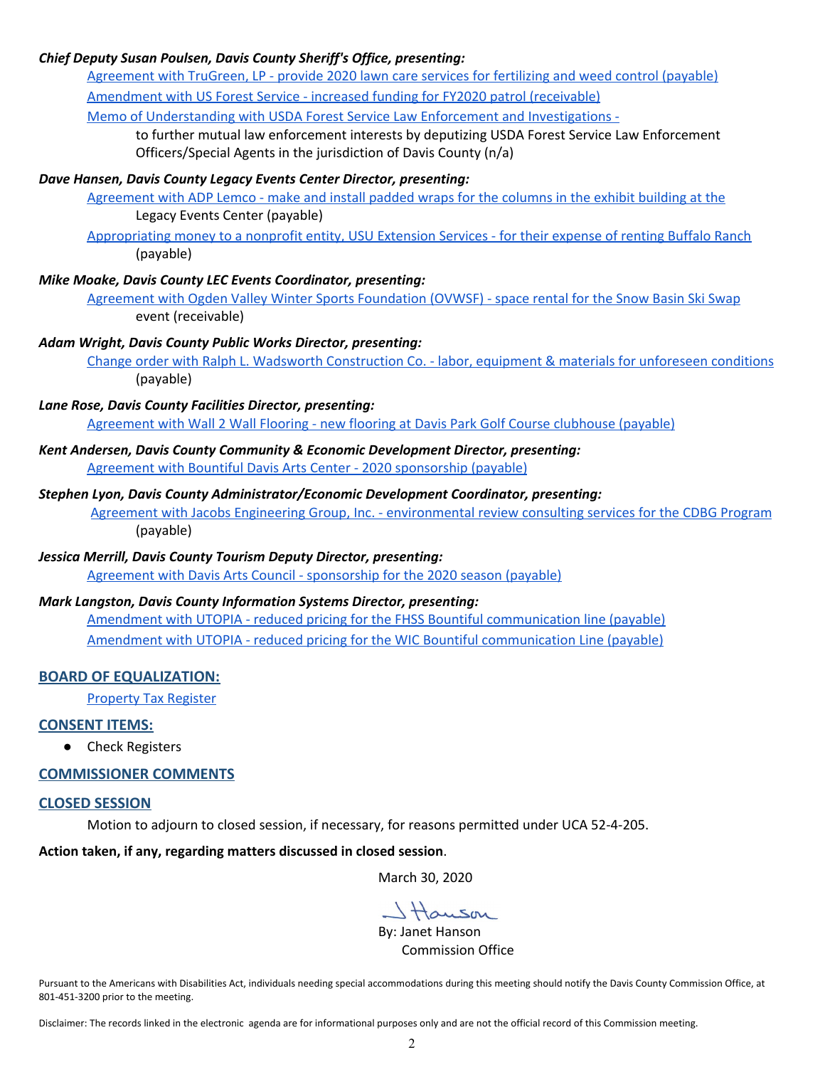***Chief Deputy Susan Poulsen, Davis County Sheriff's Office, presenting:***

Agreement with TruGreen, LP - provide 2020 lawn care services for fertilizing and weed control (payable)

Amendment with US Forest Service - increased funding for FY2020 patrol (receivable)

Memo of Understanding with USDA Forest Service Law Enforcement and Investigations - to further mutual law enforcement interests by deputizing USDA Forest Service Law Enforcement Officers/Special Agents in the jurisdiction of Davis County (n/a)

***Dave Hansen, Davis County Legacy Events Center Director, presenting:***

Agreement with ADP Lemco - make and install padded wraps for the columns in the exhibit building at the Legacy Events Center (payable)

Appropriating money to a nonprofit entity, USU Extension Services - for their expense of renting Buffalo Ranch (payable)

***Mike Moake, Davis County LEC Events Coordinator, presenting:***

Agreement with Ogden Valley Winter Sports Foundation (OVWSF) - space rental for the Snow Basin Ski Swap event (receivable)

***Adam Wright, Davis County Public Works Director, presenting:***

Change order with Ralph L. Wadsworth Construction Co. - labor, equipment & materials for unforeseen conditions (payable)

***Lane Rose, Davis County Facilities Director, presenting:***

Agreement with Wall 2 Wall Flooring - new flooring at Davis Park Golf Course clubhouse (payable)

***Kent Andersen, Davis County Community & Economic Development Director, presenting:***

Agreement with Bountiful Davis Arts Center - 2020 sponsorship (payable)

***Stephen Lyon, Davis County Administrator/Economic Development Coordinator, presenting:***

Agreement with Jacobs Engineering Group, Inc. - environmental review consulting services for the CDBG Program (payable)

***Jessica Merrill, Davis County Tourism Deputy Director, presenting:***

Agreement with Davis Arts Council - sponsorship for the 2020 season (payable)

***Mark Langston, Davis County Information Systems Director, presenting:***

Amendment with UTOPIA - reduced pricing for the FHSS Bountiful communication line (payable)

Amendment with UTOPIA - reduced pricing for the WIC Bountiful communication Line (payable)

## BOARD OF EQUALIZATION:

Property Tax Register

## CONSENT ITEMS:

- Check Registers

## COMMISSIONER COMMENTS

## CLOSED SESSION

Motion to adjourn to closed session, if necessary, for reasons permitted under UCA 52-4-205.

**Action taken, if any, regarding matters discussed in closed session**.

March 30, 2020

J Hanson

By: Janet Hanson
Commission Office

Pursuant to the Americans with Disabilities Act, individuals needing special accommodations during this meeting should notify the Davis County Commission Office, at 801-451-3200 prior to the meeting.

Disclaimer: The records linked in the electronic agenda are for informational purposes only and are not the official record of this Commission meeting.